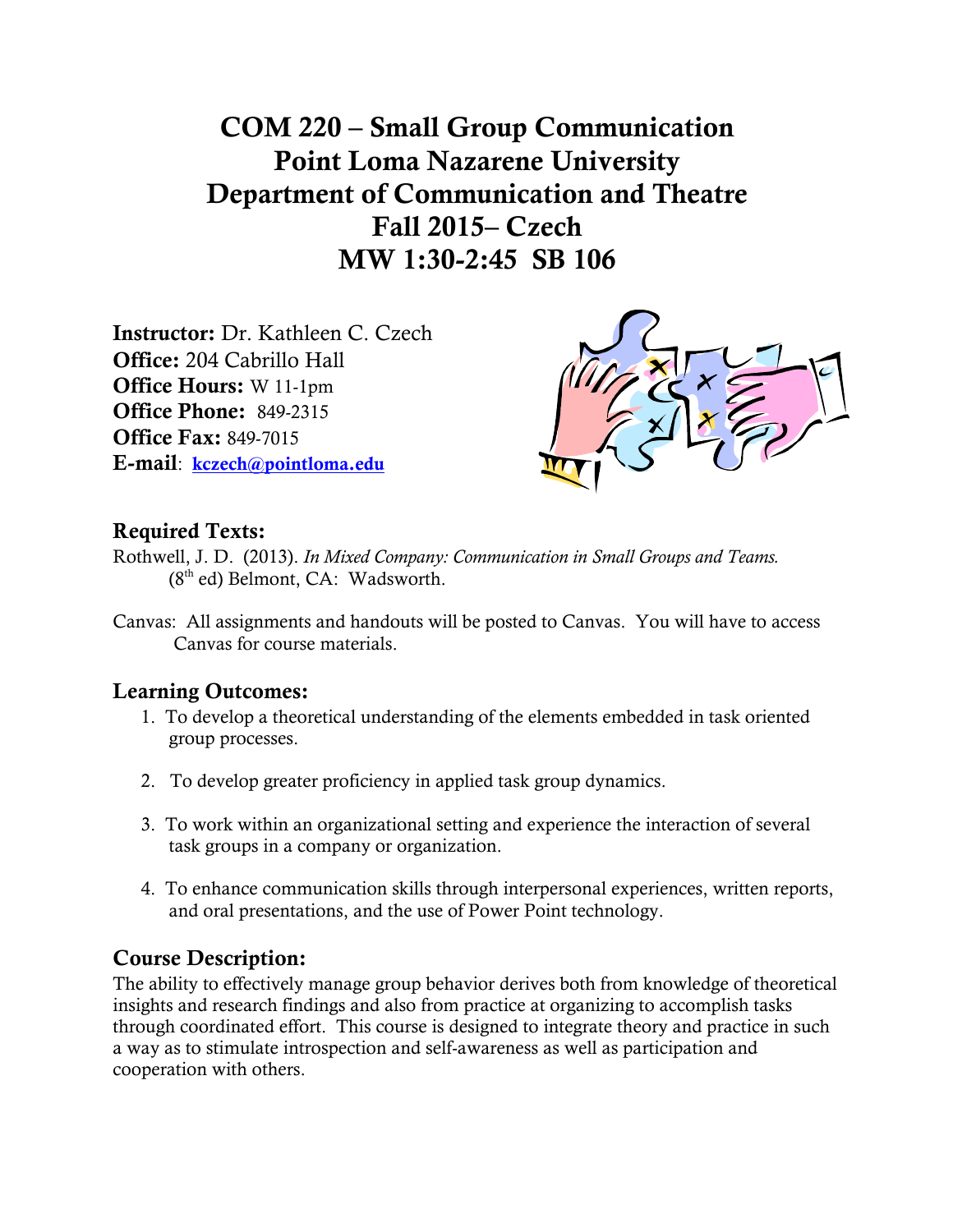# COM 220 – Small Group Communication
# Point Loma Nazarene University
# Department of Communication and Theatre
# Fall 2015– Czech
# MW 1:30-2:45 SB 106

**Instructor:** Dr. Kathleen C. Czech
**Office:** 204 Cabrillo Hall
**Office Hours:** W 11-1pm
**Office Phone:** 849-2315
**Office Fax:** 849-7015
**E-mail**: **kczech@pointloma.edu**

## Required Texts:

Rothwell, J. D. (2013). *In Mixed Company: Communication in Small Groups and Teams.* (8th ed) Belmont, CA: Wadsworth.

Canvas: All assignments and handouts will be posted to Canvas. You will have to access Canvas for course materials.

## Learning Outcomes:

1. To develop a theoretical understanding of the elements embedded in task oriented group processes.
2. To develop greater proficiency in applied task group dynamics.
3. To work within an organizational setting and experience the interaction of several task groups in a company or organization.
4. To enhance communication skills through interpersonal experiences, written reports, and oral presentations, and the use of Power Point technology.

## Course Description:

The ability to effectively manage group behavior derives both from knowledge of theoretical insights and research findings and also from practice at organizing to accomplish tasks through coordinated effort. This course is designed to integrate theory and practice in such a way as to stimulate introspection and self-awareness as well as participation and cooperation with others.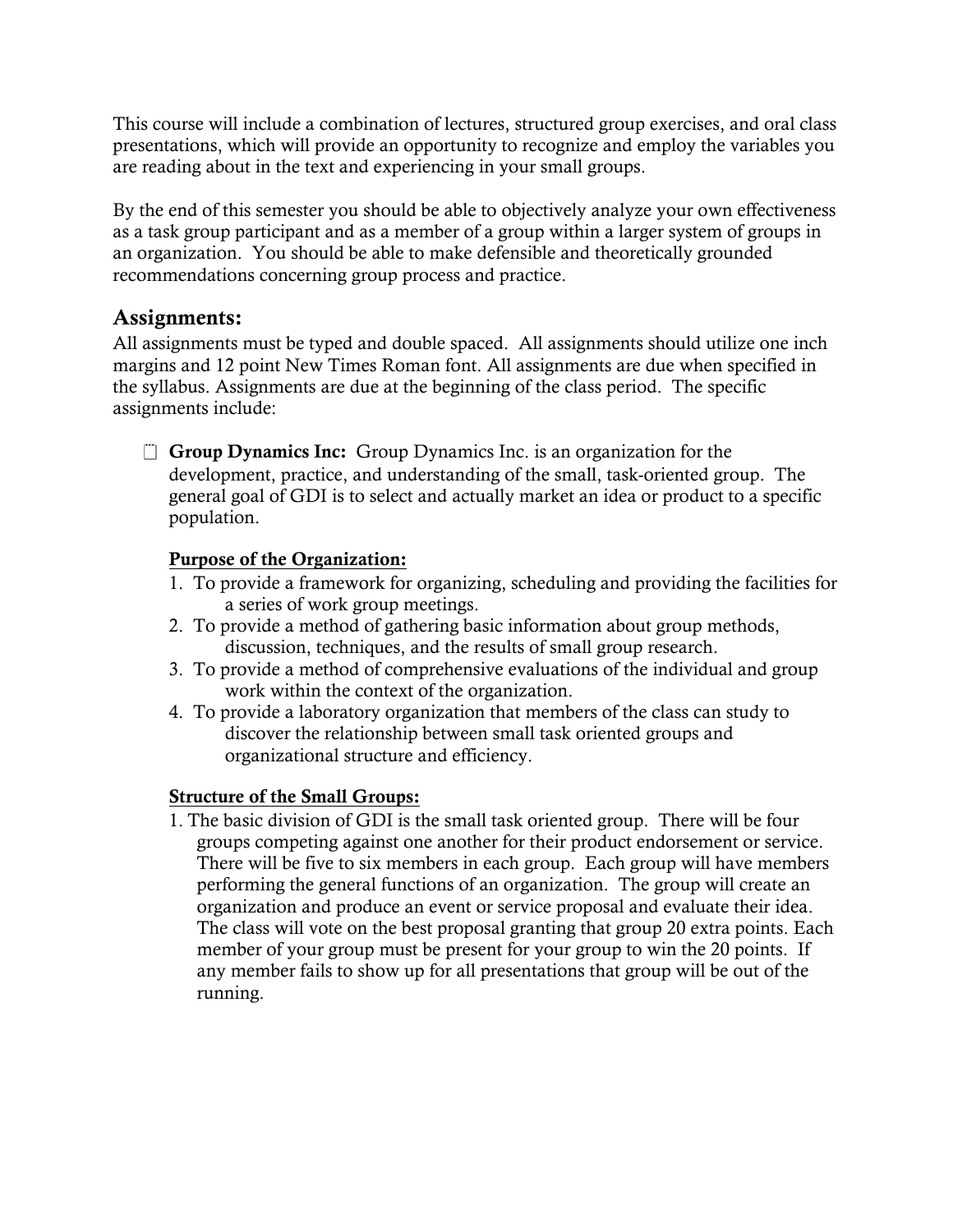This course will include a combination of lectures, structured group exercises, and oral class presentations, which will provide an opportunity to recognize and employ the variables you are reading about in the text and experiencing in your small groups.

By the end of this semester you should be able to objectively analyze your own effectiveness as a task group participant and as a member of a group within a larger system of groups in an organization. You should be able to make defensible and theoretically grounded recommendations concerning group process and practice.

## Assignments:

All assignments must be typed and double spaced. All assignments should utilize one inch margins and 12 point New Times Roman font. All assignments are due when specified in the syllabus. Assignments are due at the beginning of the class period. The specific assignments include:

- **Group Dynamics Inc:** Group Dynamics Inc. is an organization for the development, practice, and understanding of the small, task-oriented group. The general goal of GDI is to select and actually market an idea or product to a specific population.

  **Purpose of the Organization:**

  1. To provide a framework for organizing, scheduling and providing the facilities for a series of work group meetings.
  2. To provide a method of gathering basic information about group methods, discussion, techniques, and the results of small group research.
  3. To provide a method of comprehensive evaluations of the individual and group work within the context of the organization.
  4. To provide a laboratory organization that members of the class can study to discover the relationship between small task oriented groups and organizational structure and efficiency.

  **Structure of the Small Groups:**

  1. The basic division of GDI is the small task oriented group. There will be four groups competing against one another for their product endorsement or service. There will be five to six members in each group. Each group will have members performing the general functions of an organization. The group will create an organization and produce an event or service proposal and evaluate their idea. The class will vote on the best proposal granting that group 20 extra points. Each member of your group must be present for your group to win the 20 points. If any member fails to show up for all presentations that group will be out of the running.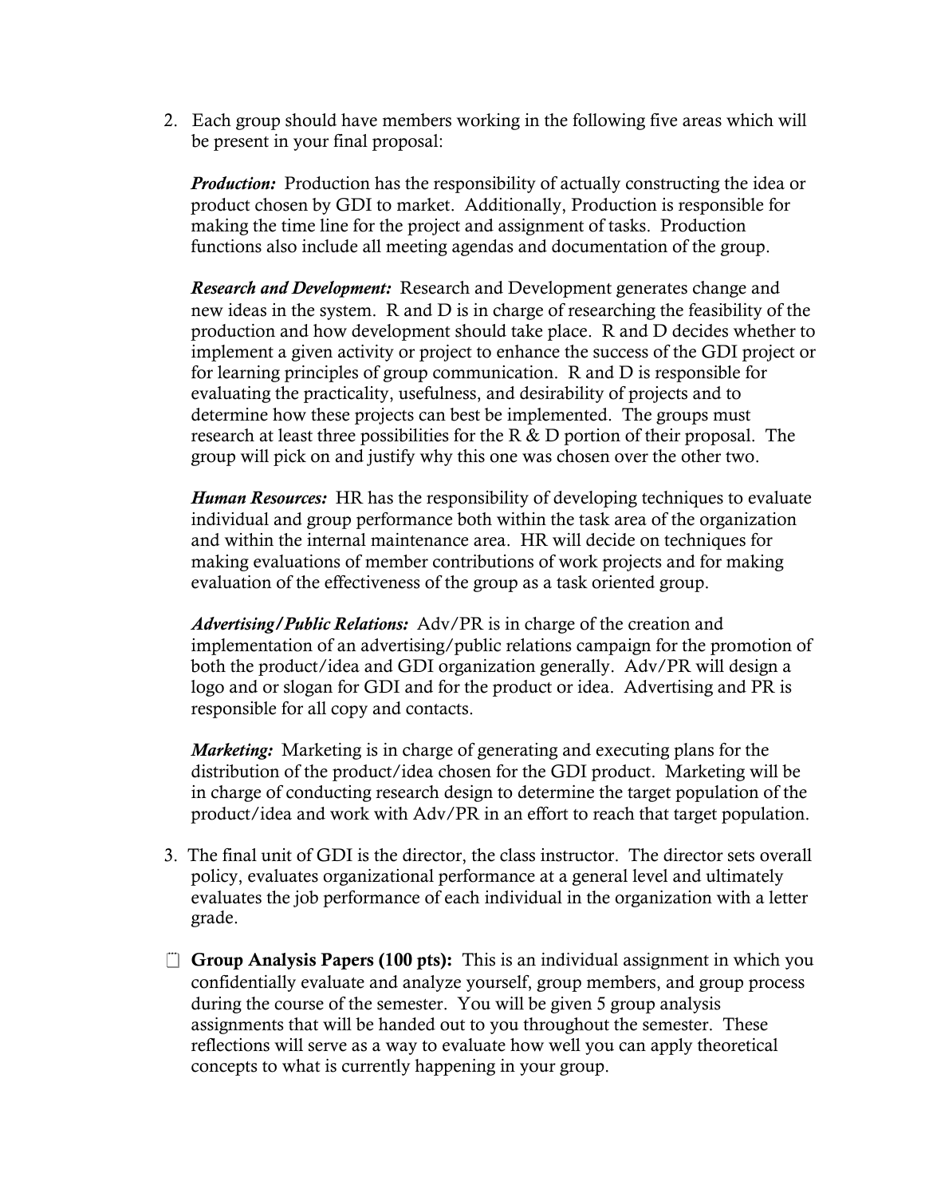2. Each group should have members working in the following five areas which will be present in your final proposal:

   ***Production:*** Production has the responsibility of actually constructing the idea or product chosen by GDI to market. Additionally, Production is responsible for making the time line for the project and assignment of tasks. Production functions also include all meeting agendas and documentation of the group.

   ***Research and Development:*** Research and Development generates change and new ideas in the system. R and D is in charge of researching the feasibility of the production and how development should take place. R and D decides whether to implement a given activity or project to enhance the success of the GDI project or for learning principles of group communication. R and D is responsible for evaluating the practicality, usefulness, and desirability of projects and to determine how these projects can best be implemented. The groups must research at least three possibilities for the R & D portion of their proposal. The group will pick on and justify why this one was chosen over the other two.

   ***Human Resources:*** HR has the responsibility of developing techniques to evaluate individual and group performance both within the task area of the organization and within the internal maintenance area. HR will decide on techniques for making evaluations of member contributions of work projects and for making evaluation of the effectiveness of the group as a task oriented group.

   ***Advertising/Public Relations:*** Adv/PR is in charge of the creation and implementation of an advertising/public relations campaign for the promotion of both the product/idea and GDI organization generally. Adv/PR will design a logo and or slogan for GDI and for the product or idea. Advertising and PR is responsible for all copy and contacts.

   ***Marketing:*** Marketing is in charge of generating and executing plans for the distribution of the product/idea chosen for the GDI product. Marketing will be in charge of conducting research design to determine the target population of the product/idea and work with Adv/PR in an effort to reach that target population.

3. The final unit of GDI is the director, the class instructor. The director sets overall policy, evaluates organizational performance at a general level and ultimately evaluates the job performance of each individual in the organization with a letter grade.

- **Group Analysis Papers (100 pts):** This is an individual assignment in which you confidentially evaluate and analyze yourself, group members, and group process during the course of the semester. You will be given 5 group analysis assignments that will be handed out to you throughout the semester. These reflections will serve as a way to evaluate how well you can apply theoretical concepts to what is currently happening in your group.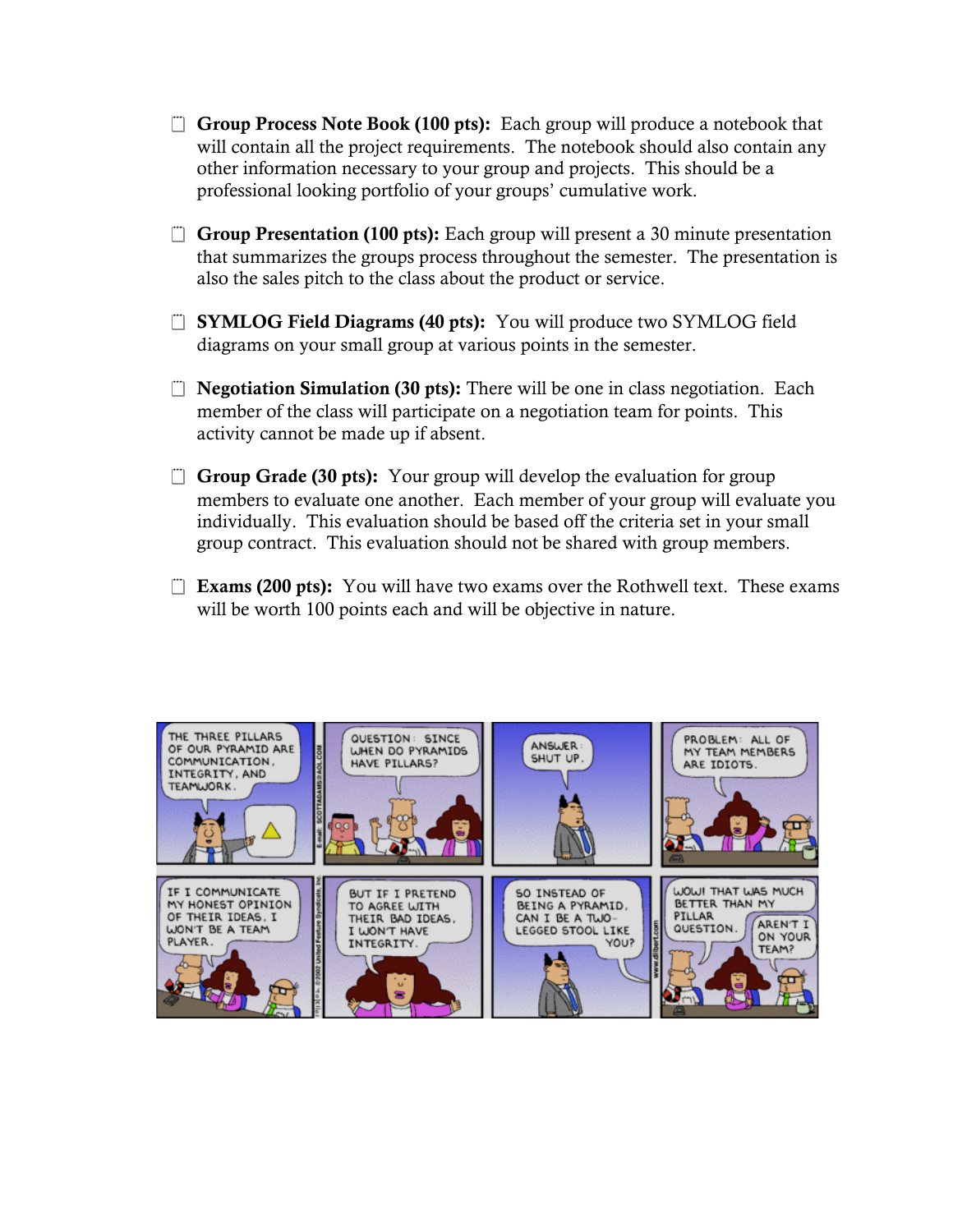- ☐ **Group Process Note Book (100 pts):** Each group will produce a notebook that will contain all the project requirements. The notebook should also contain any other information necessary to your group and projects. This should be a professional looking portfolio of your groups' cumulative work.

- ☐ **Group Presentation (100 pts):** Each group will present a 30 minute presentation that summarizes the groups process throughout the semester. The presentation is also the sales pitch to the class about the product or service.

- ☐ **SYMLOG Field Diagrams (40 pts):** You will produce two SYMLOG field diagrams on your small group at various points in the semester.

- ☐ **Negotiation Simulation (30 pts):** There will be one in class negotiation. Each member of the class will participate on a negotiation team for points. This activity cannot be made up if absent.

- ☐ **Group Grade (30 pts):** Your group will develop the evaluation for group members to evaluate one another. Each member of your group will evaluate you individually. This evaluation should be based off the criteria set in your small group contract. This evaluation should not be shared with group members.

- ☐ **Exams (200 pts):** You will have two exams over the Rothwell text. These exams will be worth 100 points each and will be objective in nature.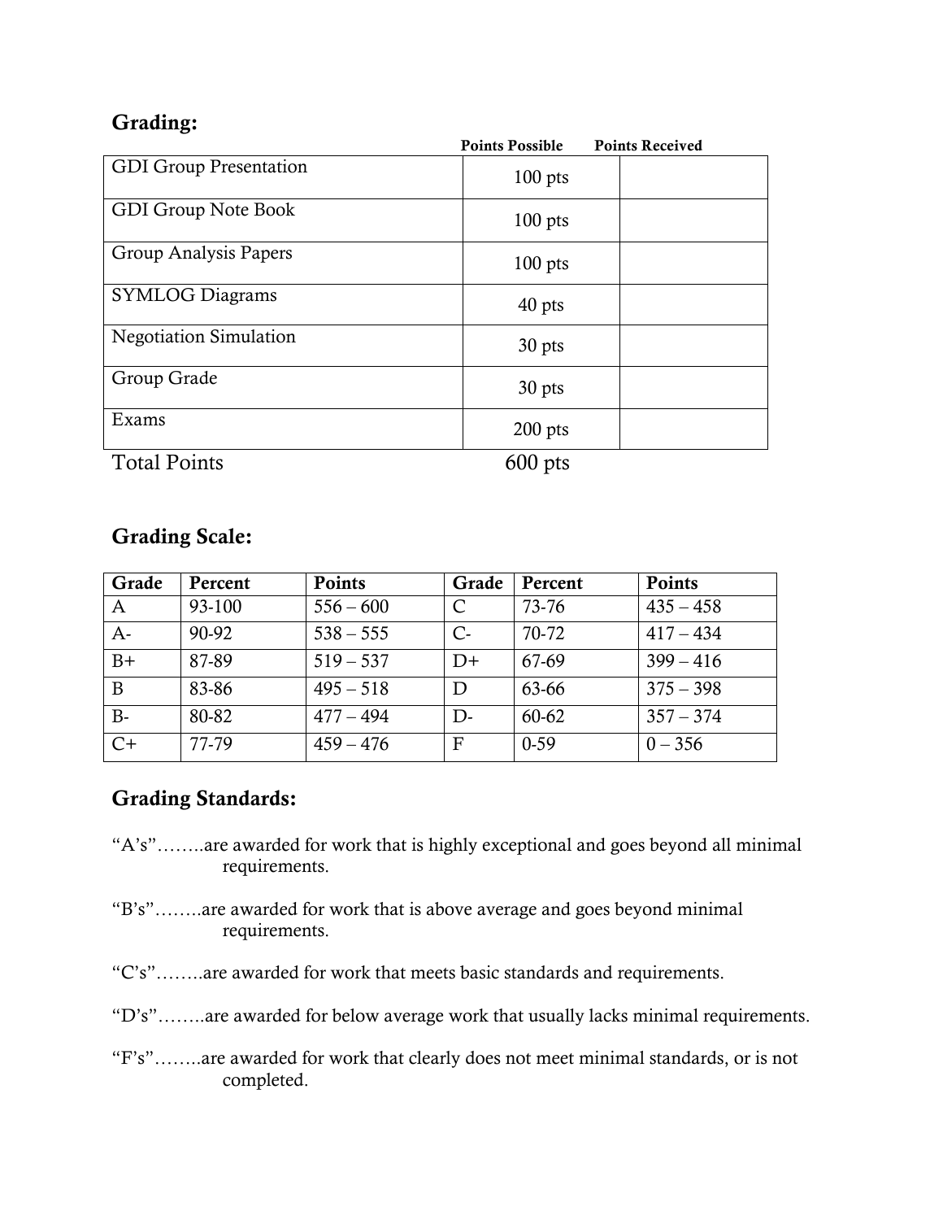## Grading:

| | Points Possible | Points Received |
|---|---|---|
| GDI Group Presentation | 100 pts | |
| GDI Group Note Book | 100 pts | |
| Group Analysis Papers | 100 pts | |
| SYMLOG Diagrams | 40 pts | |
| Negotiation Simulation | 30 pts | |
| Group Grade | 30 pts | |
| Exams | 200 pts | |
| Total Points | 600 pts | |

## Grading Scale:

| Grade | Percent | Points | Grade | Percent | Points |
|---|---|---|---|---|---|
| A | 93-100 | 556 – 600 | C | 73-76 | 435 – 458 |
| A- | 90-92 | 538 – 555 | C- | 70-72 | 417 – 434 |
| B+ | 87-89 | 519 – 537 | D+ | 67-69 | 399 – 416 |
| B | 83-86 | 495 – 518 | D | 63-66 | 375 – 398 |
| B- | 80-82 | 477 – 494 | D- | 60-62 | 357 – 374 |
| C+ | 77-79 | 459 – 476 | F | 0-59 | 0 – 356 |

## Grading Standards:

"A's"……..are awarded for work that is highly exceptional and goes beyond all minimal requirements.

"B's"……..are awarded for work that is above average and goes beyond minimal requirements.

"C's"……..are awarded for work that meets basic standards and requirements.

"D's"……..are awarded for below average work that usually lacks minimal requirements.

"F's"……..are awarded for work that clearly does not meet minimal standards, or is not completed.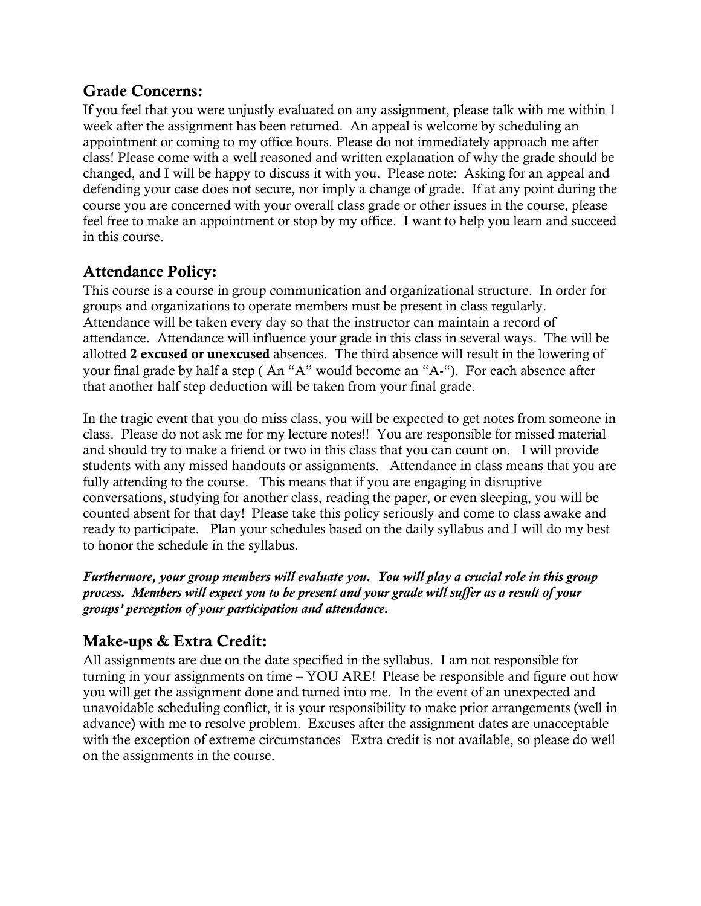## Grade Concerns:

If you feel that you were unjustly evaluated on any assignment, please talk with me within 1 week after the assignment has been returned. An appeal is welcome by scheduling an appointment or coming to my office hours. Please do not immediately approach me after class! Please come with a well reasoned and written explanation of why the grade should be changed, and I will be happy to discuss it with you. Please note: Asking for an appeal and defending your case does not secure, nor imply a change of grade. If at any point during the course you are concerned with your overall class grade or other issues in the course, please feel free to make an appointment or stop by my office. I want to help you learn and succeed in this course.

## Attendance Policy:

This course is a course in group communication and organizational structure. In order for groups and organizations to operate members must be present in class regularly. Attendance will be taken every day so that the instructor can maintain a record of attendance. Attendance will influence your grade in this class in several ways. The will be allotted **2 excused or unexcused** absences. The third absence will result in the lowering of your final grade by half a step ( An "A" would become an "A-"). For each absence after that another half step deduction will be taken from your final grade.

In the tragic event that you do miss class, you will be expected to get notes from someone in class. Please do not ask me for my lecture notes!! You are responsible for missed material and should try to make a friend or two in this class that you can count on. I will provide students with any missed handouts or assignments. Attendance in class means that you are fully attending to the course. This means that if you are engaging in disruptive conversations, studying for another class, reading the paper, or even sleeping, you will be counted absent for that day! Please take this policy seriously and come to class awake and ready to participate. Plan your schedules based on the daily syllabus and I will do my best to honor the schedule in the syllabus.

***Furthermore, your group members will evaluate you. You will play a crucial role in this group process. Members will expect you to be present and your grade will suffer as a result of your groups' perception of your participation and attendance.***

## Make-ups & Extra Credit:

All assignments are due on the date specified in the syllabus. I am not responsible for turning in your assignments on time – YOU ARE! Please be responsible and figure out how you will get the assignment done and turned into me. In the event of an unexpected and unavoidable scheduling conflict, it is your responsibility to make prior arrangements (well in advance) with me to resolve problem. Excuses after the assignment dates are unacceptable with the exception of extreme circumstances Extra credit is not available, so please do well on the assignments in the course.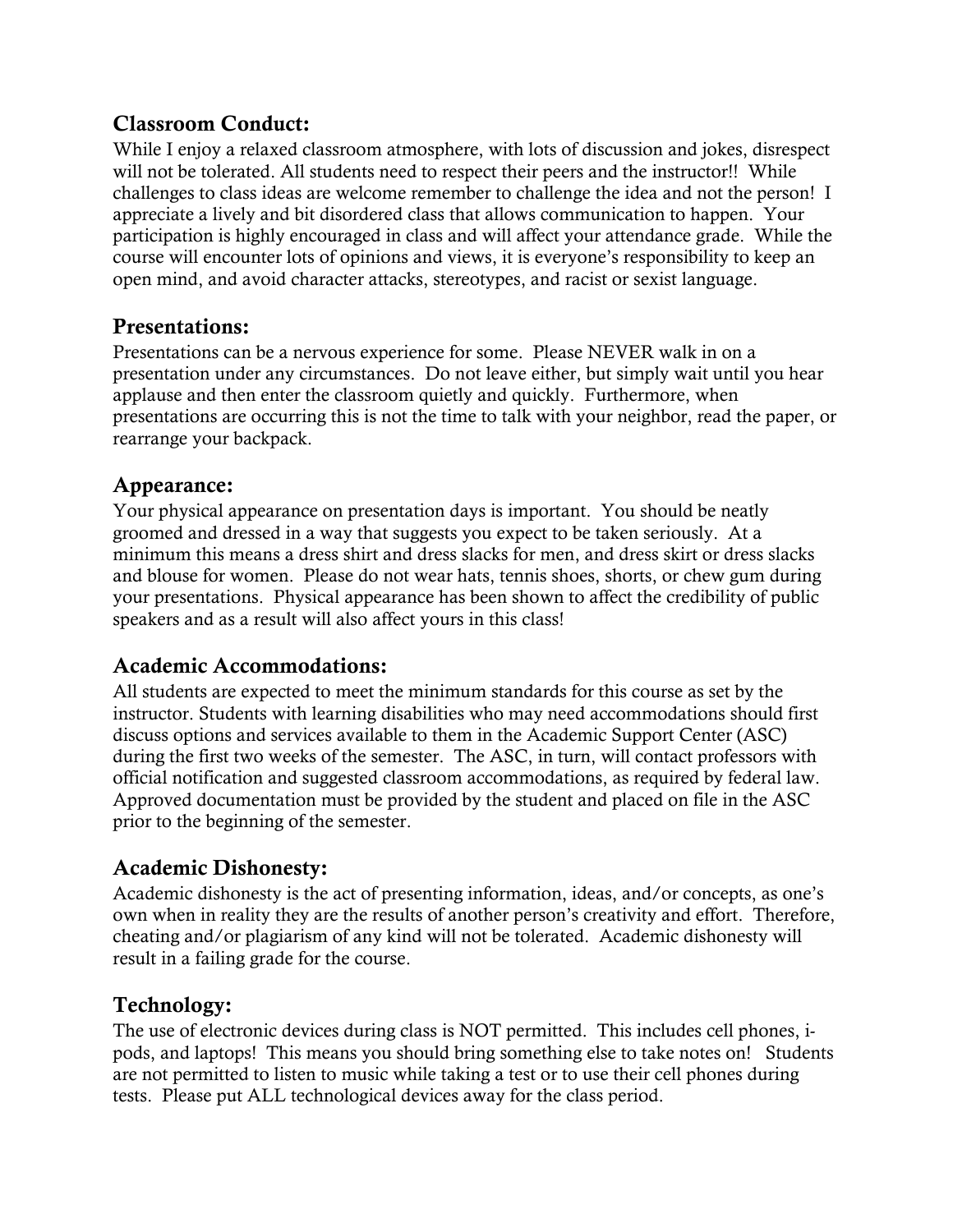## Classroom Conduct:

While I enjoy a relaxed classroom atmosphere, with lots of discussion and jokes, disrespect will not be tolerated. All students need to respect their peers and the instructor!! While challenges to class ideas are welcome remember to challenge the idea and not the person! I appreciate a lively and bit disordered class that allows communication to happen. Your participation is highly encouraged in class and will affect your attendance grade. While the course will encounter lots of opinions and views, it is everyone's responsibility to keep an open mind, and avoid character attacks, stereotypes, and racist or sexist language.

## Presentations:

Presentations can be a nervous experience for some. Please NEVER walk in on a presentation under any circumstances. Do not leave either, but simply wait until you hear applause and then enter the classroom quietly and quickly. Furthermore, when presentations are occurring this is not the time to talk with your neighbor, read the paper, or rearrange your backpack.

## Appearance:

Your physical appearance on presentation days is important. You should be neatly groomed and dressed in a way that suggests you expect to be taken seriously. At a minimum this means a dress shirt and dress slacks for men, and dress skirt or dress slacks and blouse for women. Please do not wear hats, tennis shoes, shorts, or chew gum during your presentations. Physical appearance has been shown to affect the credibility of public speakers and as a result will also affect yours in this class!

## Academic Accommodations:

All students are expected to meet the minimum standards for this course as set by the instructor. Students with learning disabilities who may need accommodations should first discuss options and services available to them in the Academic Support Center (ASC) during the first two weeks of the semester. The ASC, in turn, will contact professors with official notification and suggested classroom accommodations, as required by federal law. Approved documentation must be provided by the student and placed on file in the ASC prior to the beginning of the semester.

## Academic Dishonesty:

Academic dishonesty is the act of presenting information, ideas, and/or concepts, as one's own when in reality they are the results of another person's creativity and effort. Therefore, cheating and/or plagiarism of any kind will not be tolerated. Academic dishonesty will result in a failing grade for the course.

## Technology:

The use of electronic devices during class is NOT permitted. This includes cell phones, i-pods, and laptops! This means you should bring something else to take notes on! Students are not permitted to listen to music while taking a test or to use their cell phones during tests. Please put ALL technological devices away for the class period.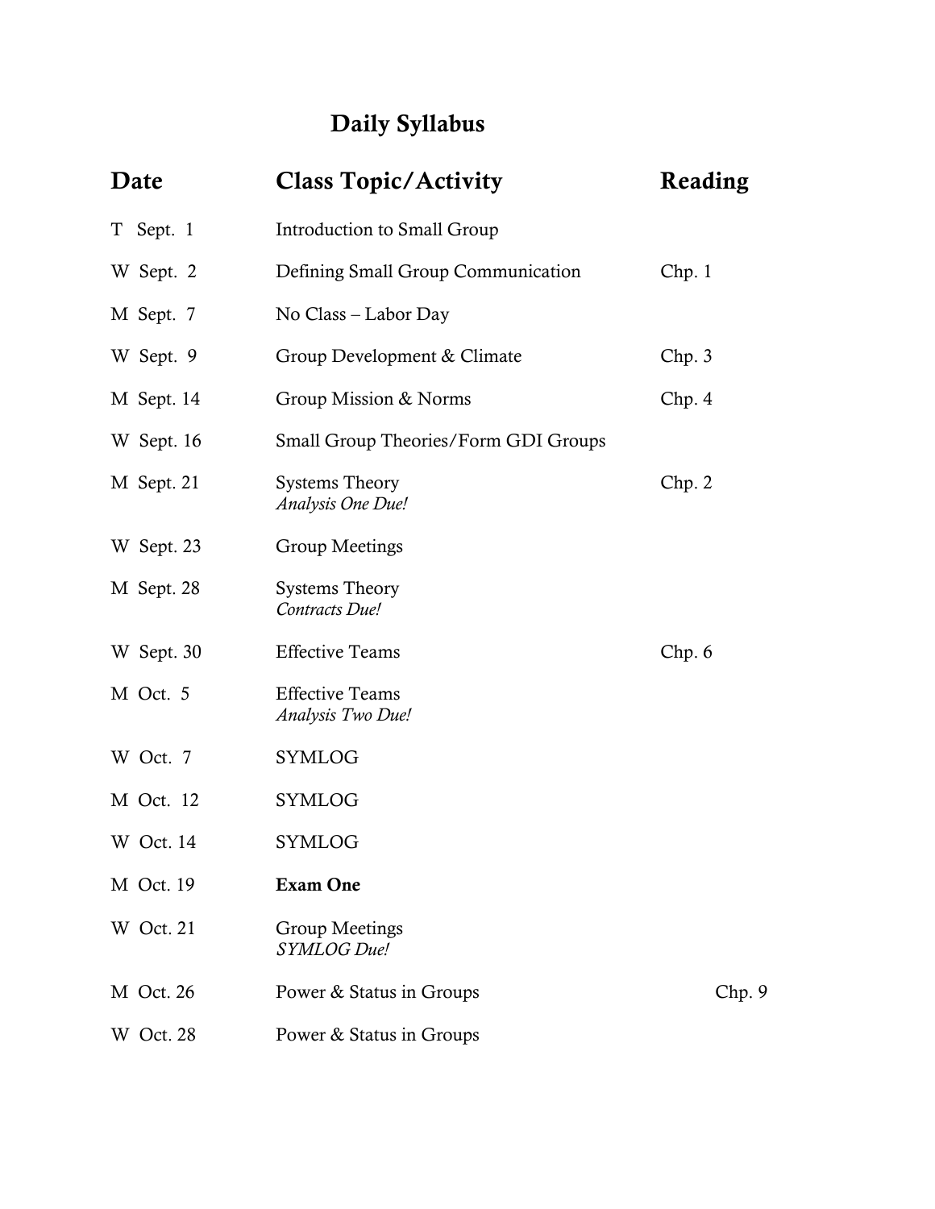# Daily Syllabus

| Date | Class Topic/Activity | Reading |
|---|---|---|
| T Sept. 1 | Introduction to Small Group | |
| W Sept. 2 | Defining Small Group Communication | Chp. 1 |
| M Sept. 7 | No Class – Labor Day | |
| W Sept. 9 | Group Development & Climate | Chp. 3 |
| M Sept. 14 | Group Mission & Norms | Chp. 4 |
| W Sept. 16 | Small Group Theories/Form GDI Groups | |
| M Sept. 21 | Systems Theory<br>*Analysis One Due!* | Chp. 2 |
| W Sept. 23 | Group Meetings | |
| M Sept. 28 | Systems Theory<br>*Contracts Due!* | |
| W Sept. 30 | Effective Teams | Chp. 6 |
| M Oct. 5 | Effective Teams<br>*Analysis Two Due!* | |
| W Oct. 7 | SYMLOG | |
| M Oct. 12 | SYMLOG | |
| W Oct. 14 | SYMLOG | |
| M Oct. 19 | **Exam One** | |
| W Oct. 21 | Group Meetings<br>*SYMLOG Due!* | |
| M Oct. 26 | Power & Status in Groups | Chp. 9 |
| W Oct. 28 | Power & Status in Groups | |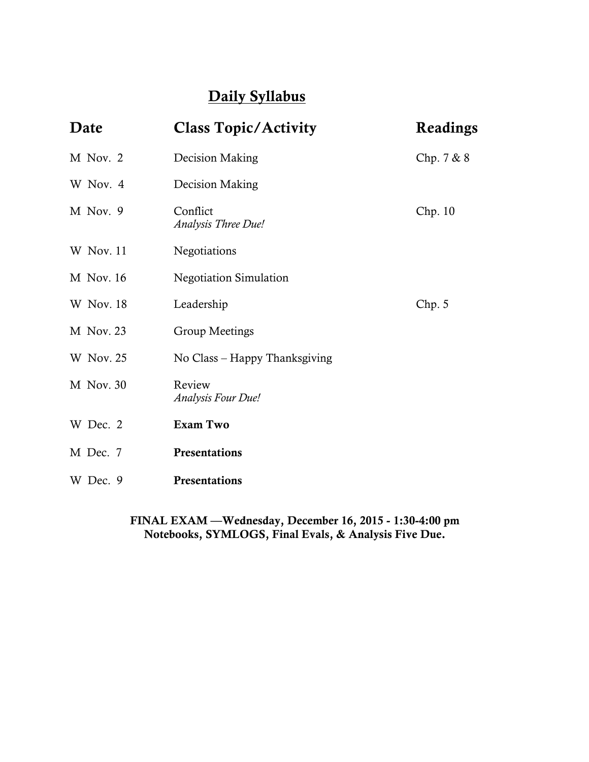## Daily Syllabus

| Date | Class Topic/Activity | Readings |
|---|---|---|
| M Nov. 2 | Decision Making | Chp. 7 & 8 |
| W Nov. 4 | Decision Making | |
| M Nov. 9 | Conflict<br>*Analysis Three Due!* | Chp. 10 |
| W Nov. 11 | Negotiations | |
| M Nov. 16 | Negotiation Simulation | |
| W Nov. 18 | Leadership | Chp. 5 |
| M Nov. 23 | Group Meetings | |
| W Nov. 25 | No Class – Happy Thanksgiving | |
| M Nov. 30 | Review<br>*Analysis Four Due!* | |
| W Dec. 2 | **Exam Two** | |
| M Dec. 7 | **Presentations** | |
| W Dec. 9 | **Presentations** | |

**FINAL EXAM —Wednesday, December 16, 2015 - 1:30-4:00 pm**
**Notebooks, SYMLOGS, Final Evals, & Analysis Five Due.**